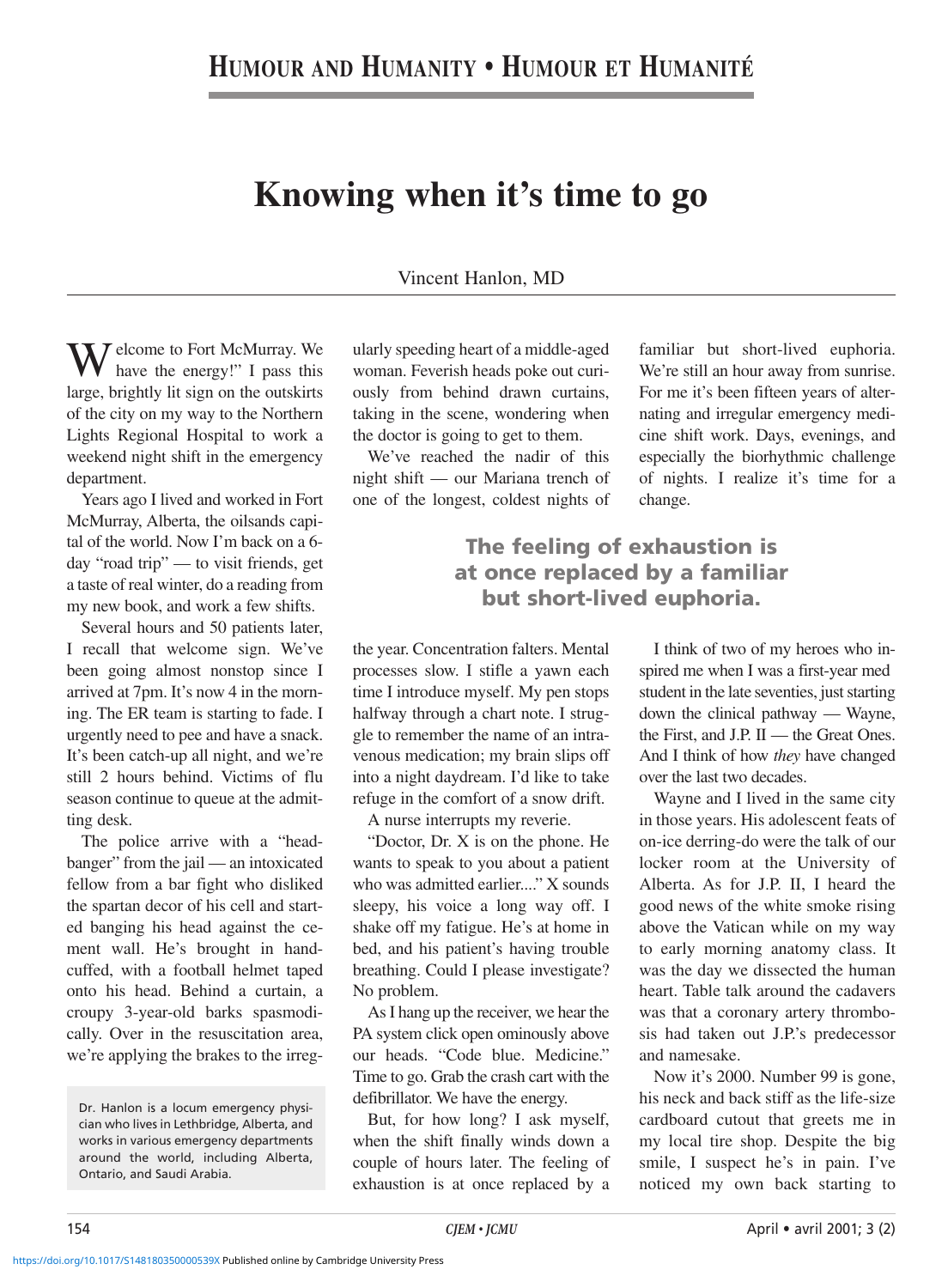# Knowing when it's time to go

Vincent Hanlon, MD

"Welcome to Fort McMurray. We have the energy!" I pass this large, brightly lit sign on the outskirts of the city on my way to the Northern Lights Regional Hospital to work a weekend night shift in the emergency department.

Years ago I lived and worked in Fort McMurray, Alberta, the oilsands capital of the world. Now I'm back on a 6-day "road trip" — to visit friends, get a taste of real winter, do a reading from my new book, and work a few shifts.

Several hours and 50 patients later, I recall that welcome sign. We've been going almost nonstop since I arrived at 7pm. It's now 4 in the morning. The ER team is starting to fade. I urgently need to pee and have a snack. It's been catch-up all night, and we're still 2 hours behind. Victims of flu season continue to queue at the admitting desk.

The police arrive with a "headbanger" from the jail — an intoxicated fellow from a bar fight who disliked the spartan decor of his cell and started banging his head against the cement wall. He's brought in handcuffed, with a football helmet taped onto his head. Behind a curtain, a croupy 3-year-old barks spasmodically. Over in the resuscitation area, we're applying the brakes to the irregularly speeding heart of a middle-aged woman. Feverish heads poke out curiously from behind drawn curtains, taking in the scene, wondering when the doctor is going to get to them.

We've reached the nadir of this night shift — our Mariana trench of one of the longest, coldest nights of the year. Concentration falters. Mental processes slow. I stifle a yawn each time I introduce myself. My pen stops halfway through a chart note. I struggle to remember the name of an intravenous medication; my brain slips off into a night daydream. I'd like to take refuge in the comfort of a snow drift.

A nurse interrupts my reverie.

"Doctor, Dr. X is on the phone. He wants to speak to you about a patient who was admitted earlier...." X sounds sleepy, his voice a long way off. I shake off my fatigue. He's at home in bed, and his patient's having trouble breathing. Could I please investigate? No problem.

As I hang up the receiver, we hear the PA system click open ominously above our heads. "Code blue. Medicine." Time to go. Grab the crash cart with the defibrillator. We have the energy.

But, for how long? I ask myself, when the shift finally winds down a couple of hours later. The feeling of exhaustion is at once replaced by a familiar but short-lived euphoria. We're still an hour away from sunrise. For me it's been fifteen years of alternating and irregular emergency medicine shift work. Days, evenings, and especially the biorhythmic challenge of nights. I realize it's time for a change.

**The feeling of exhaustion is at once replaced by a familiar but short-lived euphoria.**

I think of two of my heroes who inspired me when I was a first-year med student in the late seventies, just starting down the clinical pathway — Wayne, the First, and J.P. II — the Great Ones. And I think of how *they* have changed over the last two decades.

Wayne and I lived in the same city in those years. His adolescent feats of on-ice derring-do were the talk of our locker room at the University of Alberta. As for J.P. II, I heard the good news of the white smoke rising above the Vatican while on my way to early morning anatomy class. It was the day we dissected the human heart. Table talk around the cadavers was that a coronary artery thrombosis had taken out J.P.'s predecessor and namesake.

Now it's 2000. Number 99 is gone, his neck and back stiff as the life-size cardboard cutout that greets me in my local tire shop. Despite the big smile, I suspect he's in pain. I've noticed my own back starting to

Dr. Hanlon is a locum emergency physician who lives in Lethbridge, Alberta, and works in various emergency departments around the world, including Alberta, Ontario, and Saudi Arabia.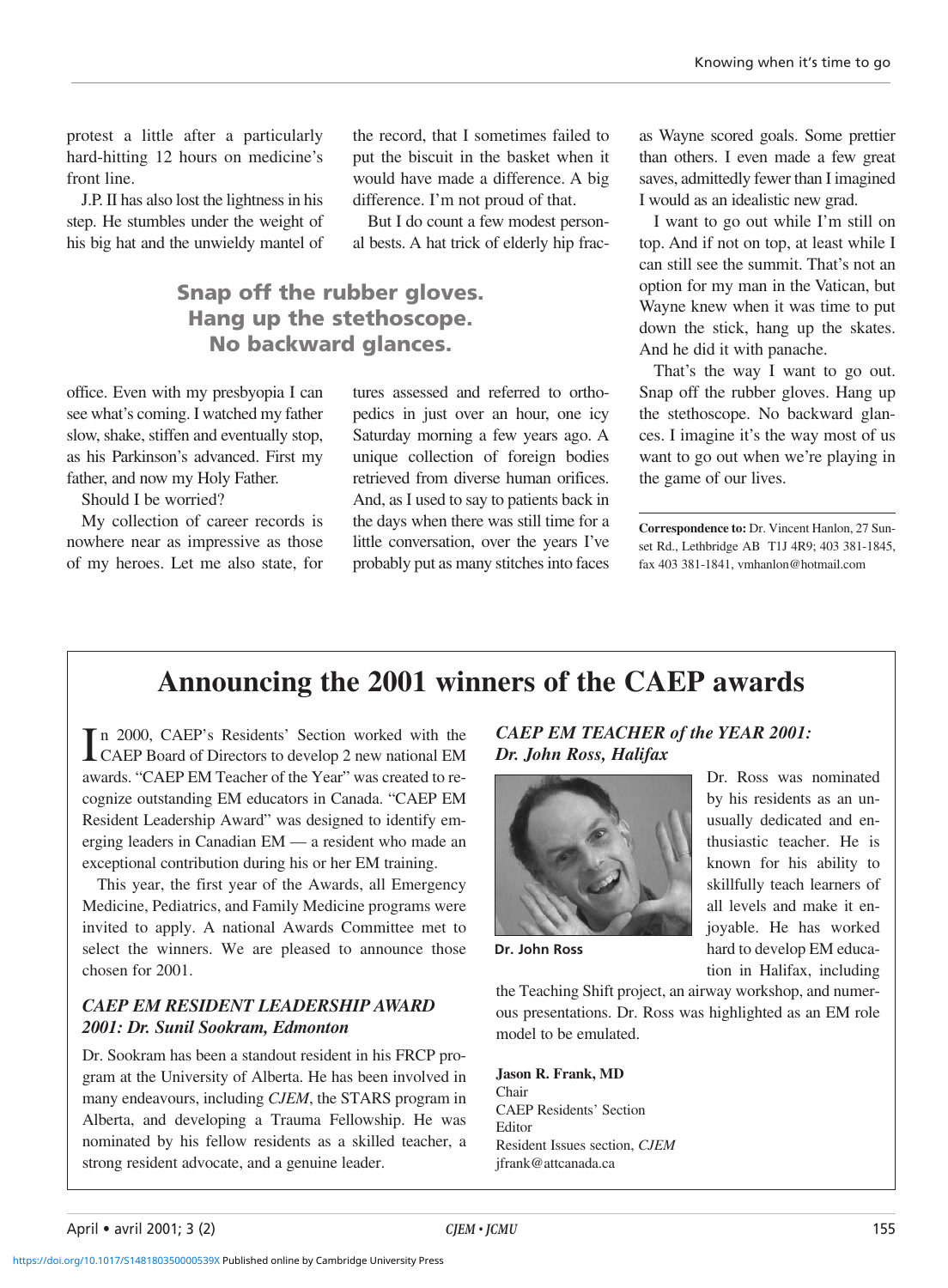protest a little after a particularly hard-hitting 12 hours on medicine's front line.

J.P. II has also lost the lightness in his step. He stumbles under the weight of his big hat and the unwieldy mantel of office. Even with my presbyopia I can see what's coming. I watched my father slow, shake, stiffen and eventually stop, as his Parkinson's advanced. First my father, and now my Holy Father.

**Snap off the rubber gloves. Hang up the stethoscope. No backward glances.**

Should I be worried?

My collection of career records is nowhere near as impressive as those of my heroes. Let me also state, for the record, that I sometimes failed to put the biscuit in the basket when it would have made a difference. A big difference. I'm not proud of that.

But I do count a few modest personal bests. A hat trick of elderly hip fractures assessed and referred to orthopedics in just over an hour, one icy Saturday morning a few years ago. A unique collection of foreign bodies retrieved from diverse human orifices. And, as I used to say to patients back in the days when there was still time for a little conversation, over the years I've probably put as many stitches into faces as Wayne scored goals. Some prettier than others. I even made a few great saves, admittedly fewer than I imagined I would as an idealistic new grad.

I want to go out while I'm still on top. And if not on top, at least while I can still see the summit. That's not an option for my man in the Vatican, but Wayne knew when it was time to put down the stick, hang up the skates. And he did it with panache.

That's the way I want to go out. Snap off the rubber gloves. Hang up the stethoscope. No backward glances. I imagine it's the way most of us want to go out when we're playing in the game of our lives.

**Correspondence to:** Dr. Vincent Hanlon, 27 Sunset Rd., Lethbridge AB T1J 4R9; 403 381-1845, fax 403 381-1841, vmhanlon@hotmail.com

# Announcing the 2001 winners of the CAEP awards

In 2000, CAEP's Residents' Section worked with the CAEP Board of Directors to develop 2 new national EM awards. "CAEP EM Teacher of the Year" was created to recognize outstanding EM educators in Canada. "CAEP EM Resident Leadership Award" was designed to identify emerging leaders in Canadian EM — a resident who made an exceptional contribution during his or her EM training.

This year, the first year of the Awards, all Emergency Medicine, Pediatrics, and Family Medicine programs were invited to apply. A national Awards Committee met to select the winners. We are pleased to announce those chosen for 2001.

### *CAEP EM RESIDENT LEADERSHIP AWARD 2001: Dr. Sunil Sookram, Edmonton*

Dr. Sookram has been a standout resident in his FRCP program at the University of Alberta. He has been involved in many endeavours, including *CJEM*, the STARS program in Alberta, and developing a Trauma Fellowship. He was nominated by his fellow residents as a skilled teacher, a strong resident advocate, and a genuine leader.

### *CAEP EM TEACHER of the YEAR 2001: Dr. John Ross, Halifax*

**Dr. John Ross**

Dr. Ross was nominated by his residents as an unusually dedicated and enthusiastic teacher. He is known for his ability to skillfully teach learners of all levels and make it enjoyable. He has worked hard to develop EM education in Halifax, including the Teaching Shift project, an airway workshop, and numerous presentations. Dr. Ross was highlighted as an EM role model to be emulated.

**Jason R. Frank, MD**
Chair
CAEP Residents' Section
Editor
Resident Issues section, *CJEM*
jfrank@attcanada.ca